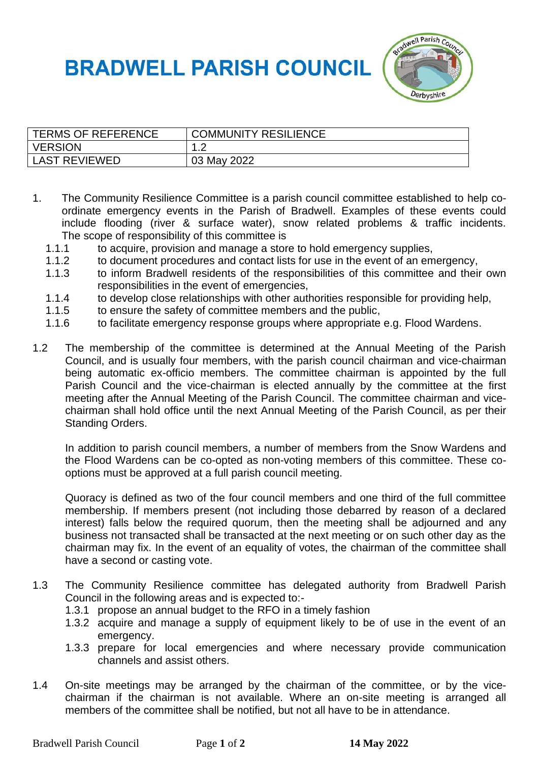# BRADWELL PARISH COUNCIL

| TERMS OF REFERENCE | COMMUNITY RESILIENCE |
| --- | --- |
| VERSION | 1.2 |
| LAST REVIEWED | 03 May 2022 |

1. The Community Resilience Committee is a parish council committee established to help co-ordinate emergency events in the Parish of Bradwell. Examples of these events could include flooding (river & surface water), snow related problems & traffic incidents. The scope of responsibility of this committee is
   - 1.1.1 to acquire, provision and manage a store to hold emergency supplies,
   - 1.1.2 to document procedures and contact lists for use in the event of an emergency,
   - 1.1.3 to inform Bradwell residents of the responsibilities of this committee and their own responsibilities in the event of emergencies,
   - 1.1.4 to develop close relationships with other authorities responsible for providing help,
   - 1.1.5 to ensure the safety of committee members and the public,
   - 1.1.6 to facilitate emergency response groups where appropriate e.g. Flood Wardens.

1.2 The membership of the committee is determined at the Annual Meeting of the Parish Council, and is usually four members, with the parish council chairman and vice-chairman being automatic ex-officio members. The committee chairman is appointed by the full Parish Council and the vice-chairman is elected annually by the committee at the first meeting after the Annual Meeting of the Parish Council. The committee chairman and vice-chairman shall hold office until the next Annual Meeting of the Parish Council, as per their Standing Orders.

In addition to parish council members, a number of members from the Snow Wardens and the Flood Wardens can be co-opted as non-voting members of this committee. These co-options must be approved at a full parish council meeting.

Quoracy is defined as two of the four council members and one third of the full committee membership. If members present (not including those debarred by reason of a declared interest) falls below the required quorum, then the meeting shall be adjourned and any business not transacted shall be transacted at the next meeting or on such other day as the chairman may fix. In the event of an equality of votes, the chairman of the committee shall have a second or casting vote.

1.3 The Community Resilience committee has delegated authority from Bradwell Parish Council in the following areas and is expected to:-
   - 1.3.1 propose an annual budget to the RFO in a timely fashion
   - 1.3.2 acquire and manage a supply of equipment likely to be of use in the event of an emergency.
   - 1.3.3 prepare for local emergencies and where necessary provide communication channels and assist others.

1.4 On-site meetings may be arranged by the chairman of the committee, or by the vice-chairman if the chairman is not available. Where an on-site meeting is arranged all members of the committee shall be notified, but not all have to be in attendance.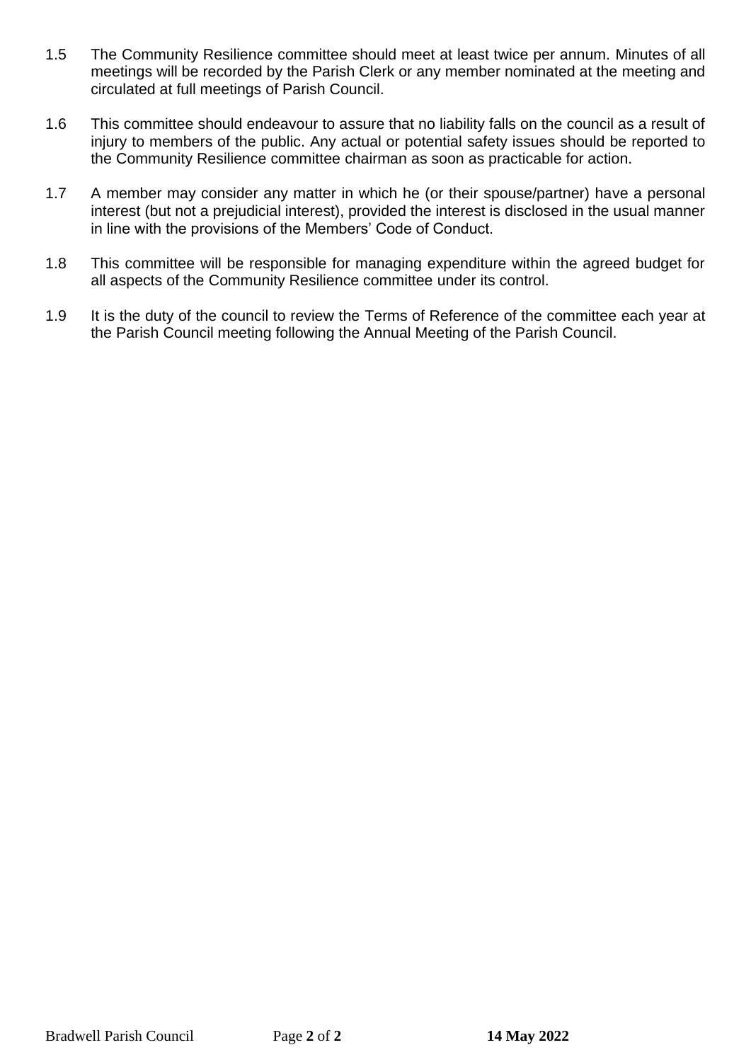1.5 The Community Resilience committee should meet at least twice per annum. Minutes of all meetings will be recorded by the Parish Clerk or any member nominated at the meeting and circulated at full meetings of Parish Council.

1.6 This committee should endeavour to assure that no liability falls on the council as a result of injury to members of the public. Any actual or potential safety issues should be reported to the Community Resilience committee chairman as soon as practicable for action.

1.7 A member may consider any matter in which he (or their spouse/partner) have a personal interest (but not a prejudicial interest), provided the interest is disclosed in the usual manner in line with the provisions of the Members' Code of Conduct.

1.8 This committee will be responsible for managing expenditure within the agreed budget for all aspects of the Community Resilience committee under its control.

1.9 It is the duty of the council to review the Terms of Reference of the committee each year at the Parish Council meeting following the Annual Meeting of the Parish Council.